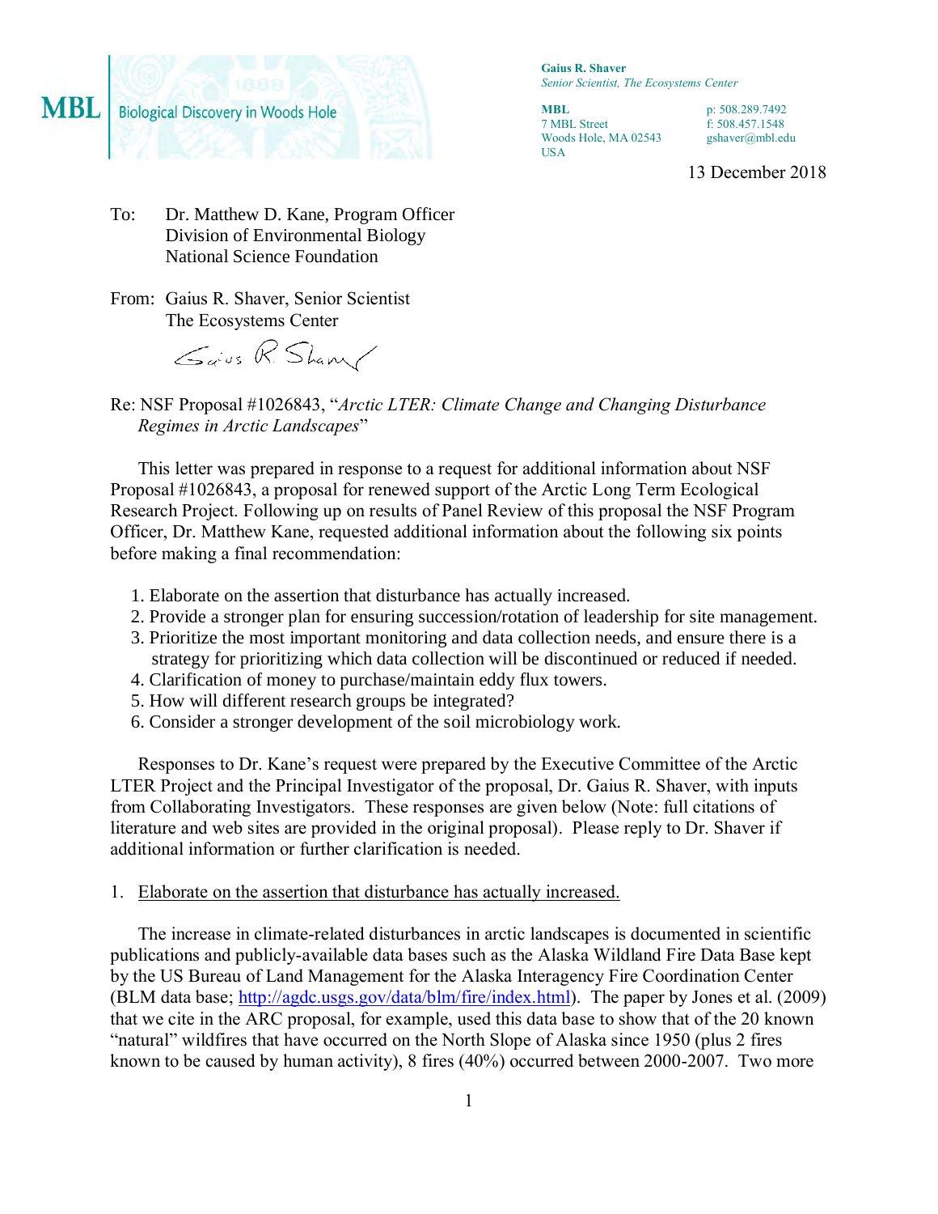MBL Biological Discovery in Woods Hole

**Gaius R. Shaver**
*Senior Scientist, The Ecosystems Center*

**MBL**
7 MBL Street
Woods Hole, MA 02543
USA

p: 508.289.7492
f: 508.457.1548
gshaver@mbl.edu

13 December 2018

To: Dr. Matthew D. Kane, Program Officer
Division of Environmental Biology
National Science Foundation

From: Gaius R. Shaver, Senior Scientist
The Ecosystems Center

Re: NSF Proposal #1026843, "*Arctic LTER: Climate Change and Changing Disturbance Regimes in Arctic Landscapes*"

This letter was prepared in response to a request for additional information about NSF Proposal #1026843, a proposal for renewed support of the Arctic Long Term Ecological Research Project. Following up on results of Panel Review of this proposal the NSF Program Officer, Dr. Matthew Kane, requested additional information about the following six points before making a final recommendation:

1. Elaborate on the assertion that disturbance has actually increased.
2. Provide a stronger plan for ensuring succession/rotation of leadership for site management.
3. Prioritize the most important monitoring and data collection needs, and ensure there is a strategy for prioritizing which data collection will be discontinued or reduced if needed.
4. Clarification of money to purchase/maintain eddy flux towers.
5. How will different research groups be integrated?
6. Consider a stronger development of the soil microbiology work.

Responses to Dr. Kane's request were prepared by the Executive Committee of the Arctic LTER Project and the Principal Investigator of the proposal, Dr. Gaius R. Shaver, with inputs from Collaborating Investigators. These responses are given below (Note: full citations of literature and web sites are provided in the original proposal). Please reply to Dr. Shaver if additional information or further clarification is needed.

1. <u>Elaborate on the assertion that disturbance has actually increased.</u>

The increase in climate-related disturbances in arctic landscapes is documented in scientific publications and publicly-available data bases such as the Alaska Wildland Fire Data Base kept by the US Bureau of Land Management for the Alaska Interagency Fire Coordination Center (BLM data base; http://agdc.usgs.gov/data/blm/fire/index.html). The paper by Jones et al. (2009) that we cite in the ARC proposal, for example, used this data base to show that of the 20 known "natural" wildfires that have occurred on the North Slope of Alaska since 1950 (plus 2 fires known to be caused by human activity), 8 fires (40%) occurred between 2000-2007. Two more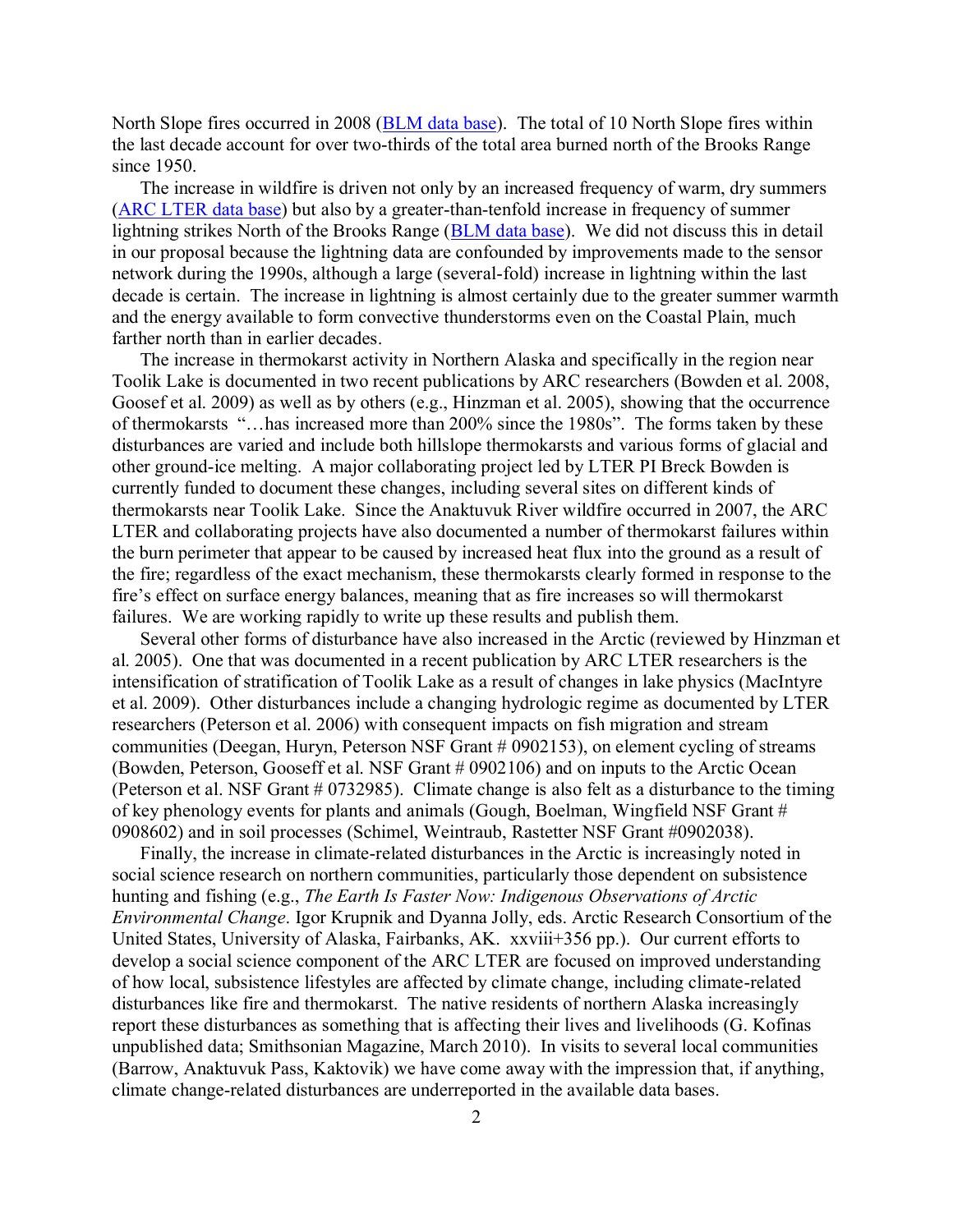North Slope fires occurred in 2008 (BLM data base). The total of 10 North Slope fires within the last decade account for over two-thirds of the total area burned north of the Brooks Range since 1950.

The increase in wildfire is driven not only by an increased frequency of warm, dry summers (ARC LTER data base) but also by a greater-than-tenfold increase in frequency of summer lightning strikes North of the Brooks Range (BLM data base). We did not discuss this in detail in our proposal because the lightning data are confounded by improvements made to the sensor network during the 1990s, although a large (several-fold) increase in lightning within the last decade is certain. The increase in lightning is almost certainly due to the greater summer warmth and the energy available to form convective thunderstorms even on the Coastal Plain, much farther north than in earlier decades.

The increase in thermokarst activity in Northern Alaska and specifically in the region near Toolik Lake is documented in two recent publications by ARC researchers (Bowden et al. 2008, Goosef et al. 2009) as well as by others (e.g., Hinzman et al. 2005), showing that the occurrence of thermokarsts "…has increased more than 200% since the 1980s". The forms taken by these disturbances are varied and include both hillslope thermokarsts and various forms of glacial and other ground-ice melting. A major collaborating project led by LTER PI Breck Bowden is currently funded to document these changes, including several sites on different kinds of thermokarsts near Toolik Lake. Since the Anaktuvuk River wildfire occurred in 2007, the ARC LTER and collaborating projects have also documented a number of thermokarst failures within the burn perimeter that appear to be caused by increased heat flux into the ground as a result of the fire; regardless of the exact mechanism, these thermokarsts clearly formed in response to the fire's effect on surface energy balances, meaning that as fire increases so will thermokarst failures. We are working rapidly to write up these results and publish them.

Several other forms of disturbance have also increased in the Arctic (reviewed by Hinzman et al. 2005). One that was documented in a recent publication by ARC LTER researchers is the intensification of stratification of Toolik Lake as a result of changes in lake physics (MacIntyre et al. 2009). Other disturbances include a changing hydrologic regime as documented by LTER researchers (Peterson et al. 2006) with consequent impacts on fish migration and stream communities (Deegan, Huryn, Peterson NSF Grant # 0902153), on element cycling of streams (Bowden, Peterson, Gooseff et al. NSF Grant # 0902106) and on inputs to the Arctic Ocean (Peterson et al. NSF Grant # 0732985). Climate change is also felt as a disturbance to the timing of key phenology events for plants and animals (Gough, Boelman, Wingfield NSF Grant # 0908602) and in soil processes (Schimel, Weintraub, Rastetter NSF Grant #0902038).

Finally, the increase in climate-related disturbances in the Arctic is increasingly noted in social science research on northern communities, particularly those dependent on subsistence hunting and fishing (e.g., *The Earth Is Faster Now: Indigenous Observations of Arctic Environmental Change*. Igor Krupnik and Dyanna Jolly, eds. Arctic Research Consortium of the United States, University of Alaska, Fairbanks, AK. xxviii+356 pp.). Our current efforts to develop a social science component of the ARC LTER are focused on improved understanding of how local, subsistence lifestyles are affected by climate change, including climate-related disturbances like fire and thermokarst. The native residents of northern Alaska increasingly report these disturbances as something that is affecting their lives and livelihoods (G. Kofinas unpublished data; Smithsonian Magazine, March 2010). In visits to several local communities (Barrow, Anaktuvuk Pass, Kaktovik) we have come away with the impression that, if anything, climate change-related disturbances are underreported in the available data bases.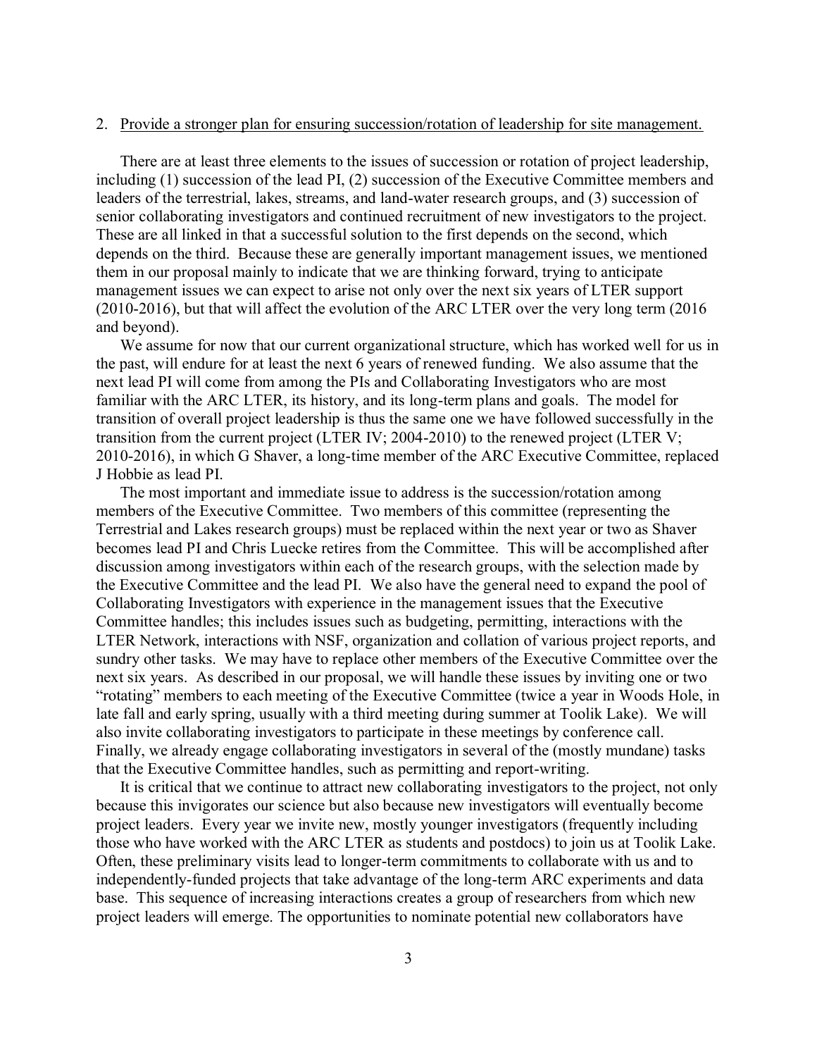2. Provide a stronger plan for ensuring succession/rotation of leadership for site management.

There are at least three elements to the issues of succession or rotation of project leadership, including (1) succession of the lead PI, (2) succession of the Executive Committee members and leaders of the terrestrial, lakes, streams, and land-water research groups, and (3) succession of senior collaborating investigators and continued recruitment of new investigators to the project. These are all linked in that a successful solution to the first depends on the second, which depends on the third. Because these are generally important management issues, we mentioned them in our proposal mainly to indicate that we are thinking forward, trying to anticipate management issues we can expect to arise not only over the next six years of LTER support (2010-2016), but that will affect the evolution of the ARC LTER over the very long term (2016 and beyond).

We assume for now that our current organizational structure, which has worked well for us in the past, will endure for at least the next 6 years of renewed funding. We also assume that the next lead PI will come from among the PIs and Collaborating Investigators who are most familiar with the ARC LTER, its history, and its long-term plans and goals. The model for transition of overall project leadership is thus the same one we have followed successfully in the transition from the current project (LTER IV; 2004-2010) to the renewed project (LTER V; 2010-2016), in which G Shaver, a long-time member of the ARC Executive Committee, replaced J Hobbie as lead PI.

The most important and immediate issue to address is the succession/rotation among members of the Executive Committee. Two members of this committee (representing the Terrestrial and Lakes research groups) must be replaced within the next year or two as Shaver becomes lead PI and Chris Luecke retires from the Committee. This will be accomplished after discussion among investigators within each of the research groups, with the selection made by the Executive Committee and the lead PI. We also have the general need to expand the pool of Collaborating Investigators with experience in the management issues that the Executive Committee handles; this includes issues such as budgeting, permitting, interactions with the LTER Network, interactions with NSF, organization and collation of various project reports, and sundry other tasks. We may have to replace other members of the Executive Committee over the next six years. As described in our proposal, we will handle these issues by inviting one or two "rotating" members to each meeting of the Executive Committee (twice a year in Woods Hole, in late fall and early spring, usually with a third meeting during summer at Toolik Lake). We will also invite collaborating investigators to participate in these meetings by conference call. Finally, we already engage collaborating investigators in several of the (mostly mundane) tasks that the Executive Committee handles, such as permitting and report-writing.

It is critical that we continue to attract new collaborating investigators to the project, not only because this invigorates our science but also because new investigators will eventually become project leaders. Every year we invite new, mostly younger investigators (frequently including those who have worked with the ARC LTER as students and postdocs) to join us at Toolik Lake. Often, these preliminary visits lead to longer-term commitments to collaborate with us and to independently-funded projects that take advantage of the long-term ARC experiments and data base. This sequence of increasing interactions creates a group of researchers from which new project leaders will emerge. The opportunities to nominate potential new collaborators have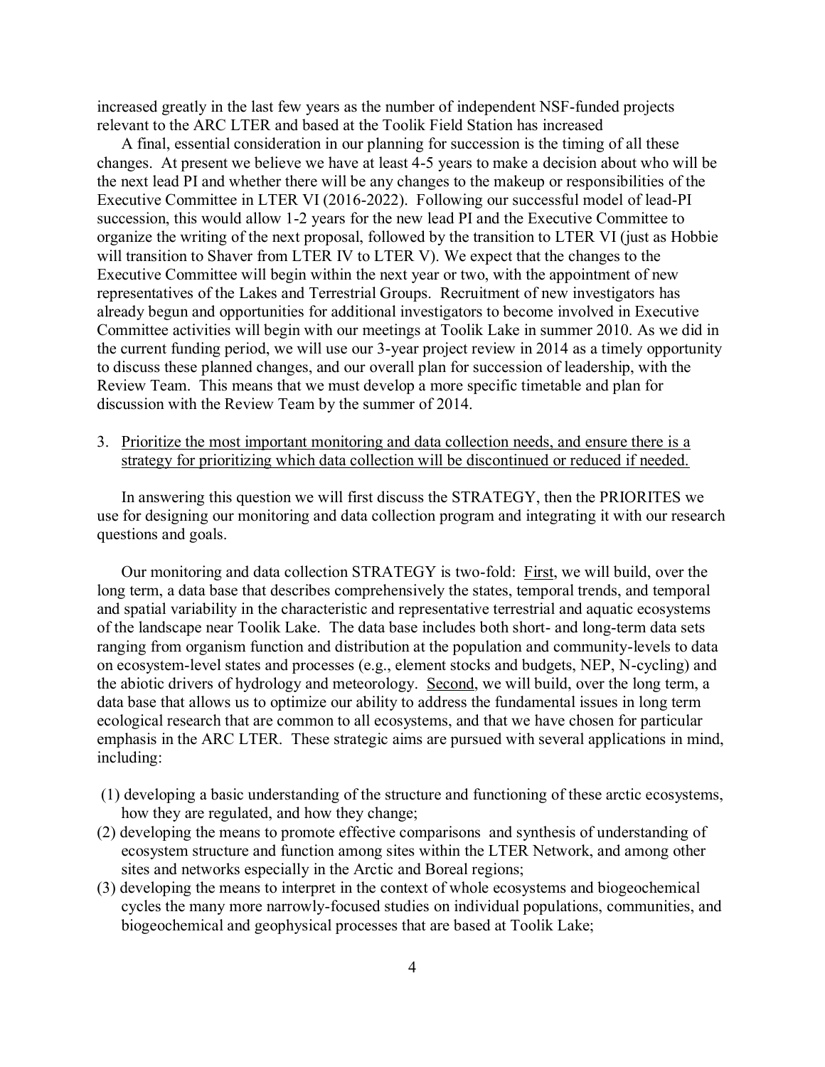increased greatly in the last few years as the number of independent NSF-funded projects relevant to the ARC LTER and based at the Toolik Field Station has increased

A final, essential consideration in our planning for succession is the timing of all these changes. At present we believe we have at least 4-5 years to make a decision about who will be the next lead PI and whether there will be any changes to the makeup or responsibilities of the Executive Committee in LTER VI (2016-2022). Following our successful model of lead-PI succession, this would allow 1-2 years for the new lead PI and the Executive Committee to organize the writing of the next proposal, followed by the transition to LTER VI (just as Hobbie will transition to Shaver from LTER IV to LTER V). We expect that the changes to the Executive Committee will begin within the next year or two, with the appointment of new representatives of the Lakes and Terrestrial Groups. Recruitment of new investigators has already begun and opportunities for additional investigators to become involved in Executive Committee activities will begin with our meetings at Toolik Lake in summer 2010. As we did in the current funding period, we will use our 3-year project review in 2014 as a timely opportunity to discuss these planned changes, and our overall plan for succession of leadership, with the Review Team. This means that we must develop a more specific timetable and plan for discussion with the Review Team by the summer of 2014.

3. <u>Prioritize the most important monitoring and data collection needs, and ensure there is a strategy for prioritizing which data collection will be discontinued or reduced if needed.</u>

In answering this question we will first discuss the STRATEGY, then the PRIORITES we use for designing our monitoring and data collection program and integrating it with our research questions and goals.

Our monitoring and data collection STRATEGY is two-fold: <u>First</u>, we will build, over the long term, a data base that describes comprehensively the states, temporal trends, and temporal and spatial variability in the characteristic and representative terrestrial and aquatic ecosystems of the landscape near Toolik Lake. The data base includes both short- and long-term data sets ranging from organism function and distribution at the population and community-levels to data on ecosystem-level states and processes (e.g., element stocks and budgets, NEP, N-cycling) and the abiotic drivers of hydrology and meteorology. <u>Second</u>, we will build, over the long term, a data base that allows us to optimize our ability to address the fundamental issues in long term ecological research that are common to all ecosystems, and that we have chosen for particular emphasis in the ARC LTER. These strategic aims are pursued with several applications in mind, including:

(1) developing a basic understanding of the structure and functioning of these arctic ecosystems, how they are regulated, and how they change;
(2) developing the means to promote effective comparisons and synthesis of understanding of ecosystem structure and function among sites within the LTER Network, and among other sites and networks especially in the Arctic and Boreal regions;
(3) developing the means to interpret in the context of whole ecosystems and biogeochemical cycles the many more narrowly-focused studies on individual populations, communities, and biogeochemical and geophysical processes that are based at Toolik Lake;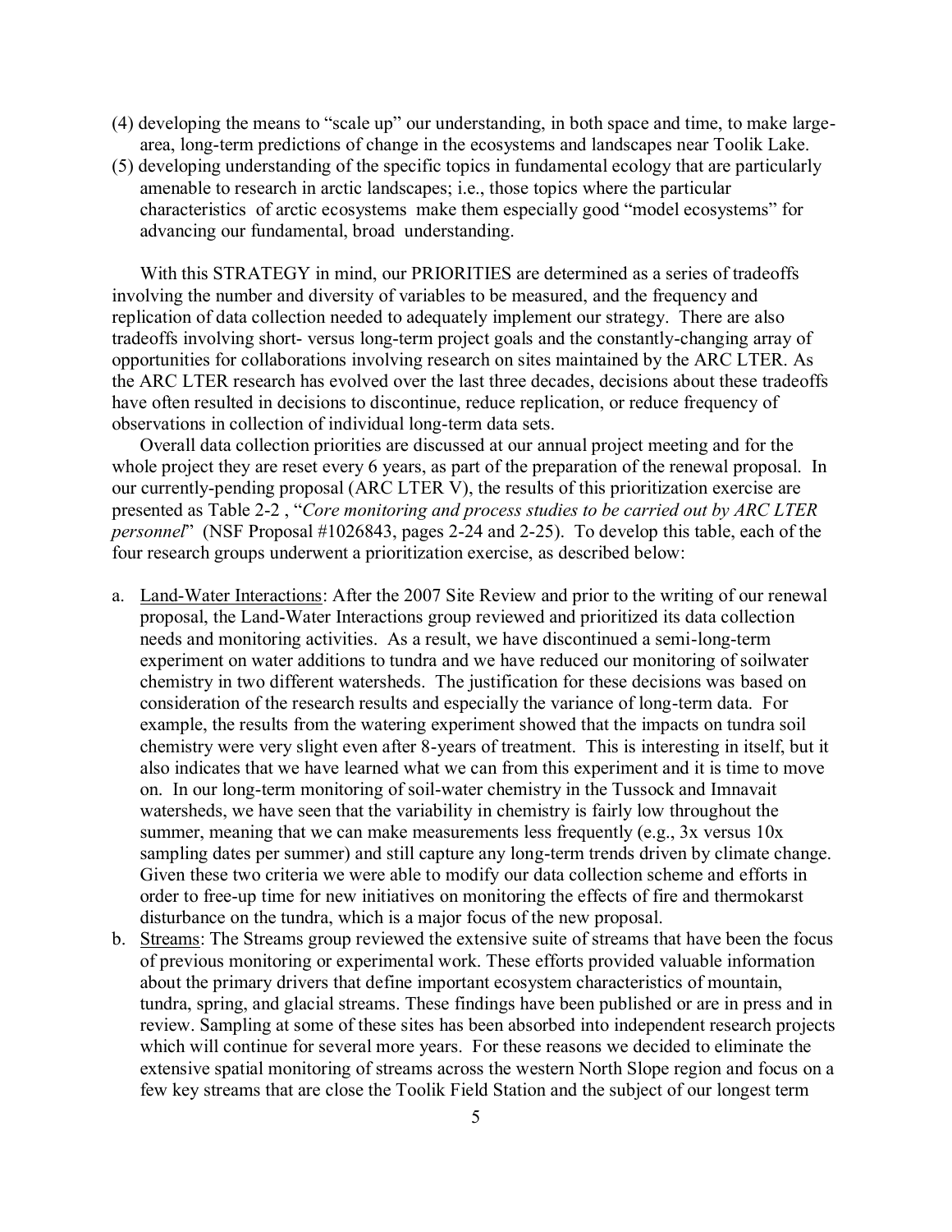(4) developing the means to "scale up" our understanding, in both space and time, to make large-area, long-term predictions of change in the ecosystems and landscapes near Toolik Lake.

(5) developing understanding of the specific topics in fundamental ecology that are particularly amenable to research in arctic landscapes; i.e., those topics where the particular characteristics of arctic ecosystems make them especially good "model ecosystems" for advancing our fundamental, broad understanding.

With this STRATEGY in mind, our PRIORITIES are determined as a series of tradeoffs involving the number and diversity of variables to be measured, and the frequency and replication of data collection needed to adequately implement our strategy. There are also tradeoffs involving short- versus long-term project goals and the constantly-changing array of opportunities for collaborations involving research on sites maintained by the ARC LTER. As the ARC LTER research has evolved over the last three decades, decisions about these tradeoffs have often resulted in decisions to discontinue, reduce replication, or reduce frequency of observations in collection of individual long-term data sets.

Overall data collection priorities are discussed at our annual project meeting and for the whole project they are reset every 6 years, as part of the preparation of the renewal proposal. In our currently-pending proposal (ARC LTER V), the results of this prioritization exercise are presented as Table 2-2 , "*Core monitoring and process studies to be carried out by ARC LTER personnel*" (NSF Proposal #1026843, pages 2-24 and 2-25). To develop this table, each of the four research groups underwent a prioritization exercise, as described below:

a. <u>Land-Water Interactions</u>: After the 2007 Site Review and prior to the writing of our renewal proposal, the Land-Water Interactions group reviewed and prioritized its data collection needs and monitoring activities. As a result, we have discontinued a semi-long-term experiment on water additions to tundra and we have reduced our monitoring of soilwater chemistry in two different watersheds. The justification for these decisions was based on consideration of the research results and especially the variance of long-term data. For example, the results from the watering experiment showed that the impacts on tundra soil chemistry were very slight even after 8-years of treatment. This is interesting in itself, but it also indicates that we have learned what we can from this experiment and it is time to move on. In our long-term monitoring of soil-water chemistry in the Tussock and Imnavait watersheds, we have seen that the variability in chemistry is fairly low throughout the summer, meaning that we can make measurements less frequently (e.g., 3x versus 10x sampling dates per summer) and still capture any long-term trends driven by climate change. Given these two criteria we were able to modify our data collection scheme and efforts in order to free-up time for new initiatives on monitoring the effects of fire and thermokarst disturbance on the tundra, which is a major focus of the new proposal.

b. <u>Streams</u>: The Streams group reviewed the extensive suite of streams that have been the focus of previous monitoring or experimental work. These efforts provided valuable information about the primary drivers that define important ecosystem characteristics of mountain, tundra, spring, and glacial streams. These findings have been published or are in press and in review. Sampling at some of these sites has been absorbed into independent research projects which will continue for several more years. For these reasons we decided to eliminate the extensive spatial monitoring of streams across the western North Slope region and focus on a few key streams that are close the Toolik Field Station and the subject of our longest term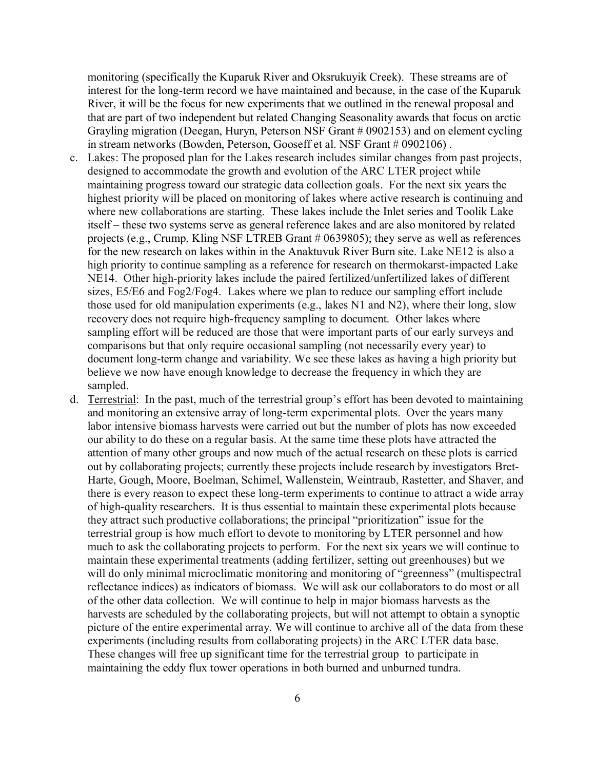monitoring (specifically the Kuparuk River and Oksrukuyik Creek). These streams are of interest for the long-term record we have maintained and because, in the case of the Kuparuk River, it will be the focus for new experiments that we outlined in the renewal proposal and that are part of two independent but related Changing Seasonality awards that focus on arctic Grayling migration (Deegan, Huryn, Peterson NSF Grant # 0902153) and on element cycling in stream networks (Bowden, Peterson, Gooseff et al. NSF Grant # 0902106) .

c. Lakes: The proposed plan for the Lakes research includes similar changes from past projects, designed to accommodate the growth and evolution of the ARC LTER project while maintaining progress toward our strategic data collection goals. For the next six years the highest priority will be placed on monitoring of lakes where active research is continuing and where new collaborations are starting. These lakes include the Inlet series and Toolik Lake itself – these two systems serve as general reference lakes and are also monitored by related projects (e.g., Crump, Kling NSF LTREB Grant # 0639805); they serve as well as references for the new research on lakes within in the Anaktuvuk River Burn site. Lake NE12 is also a high priority to continue sampling as a reference for research on thermokarst-impacted Lake NE14. Other high-priority lakes include the paired fertilized/unfertilized lakes of different sizes, E5/E6 and Fog2/Fog4. Lakes where we plan to reduce our sampling effort include those used for old manipulation experiments (e.g., lakes N1 and N2), where their long, slow recovery does not require high-frequency sampling to document. Other lakes where sampling effort will be reduced are those that were important parts of our early surveys and comparisons but that only require occasional sampling (not necessarily every year) to document long-term change and variability. We see these lakes as having a high priority but believe we now have enough knowledge to decrease the frequency in which they are sampled.

d. Terrestrial: In the past, much of the terrestrial group's effort has been devoted to maintaining and monitoring an extensive array of long-term experimental plots. Over the years many labor intensive biomass harvests were carried out but the number of plots has now exceeded our ability to do these on a regular basis. At the same time these plots have attracted the attention of many other groups and now much of the actual research on these plots is carried out by collaborating projects; currently these projects include research by investigators Bret-Harte, Gough, Moore, Boelman, Schimel, Wallenstein, Weintraub, Rastetter, and Shaver, and there is every reason to expect these long-term experiments to continue to attract a wide array of high-quality researchers. It is thus essential to maintain these experimental plots because they attract such productive collaborations; the principal "prioritization" issue for the terrestrial group is how much effort to devote to monitoring by LTER personnel and how much to ask the collaborating projects to perform. For the next six years we will continue to maintain these experimental treatments (adding fertilizer, setting out greenhouses) but we will do only minimal microclimatic monitoring and monitoring of "greenness" (multispectral reflectance indices) as indicators of biomass. We will ask our collaborators to do most or all of the other data collection. We will continue to help in major biomass harvests as the harvests are scheduled by the collaborating projects, but will not attempt to obtain a synoptic picture of the entire experimental array. We will continue to archive all of the data from these experiments (including results from collaborating projects) in the ARC LTER data base. These changes will free up significant time for the terrestrial group to participate in maintaining the eddy flux tower operations in both burned and unburned tundra.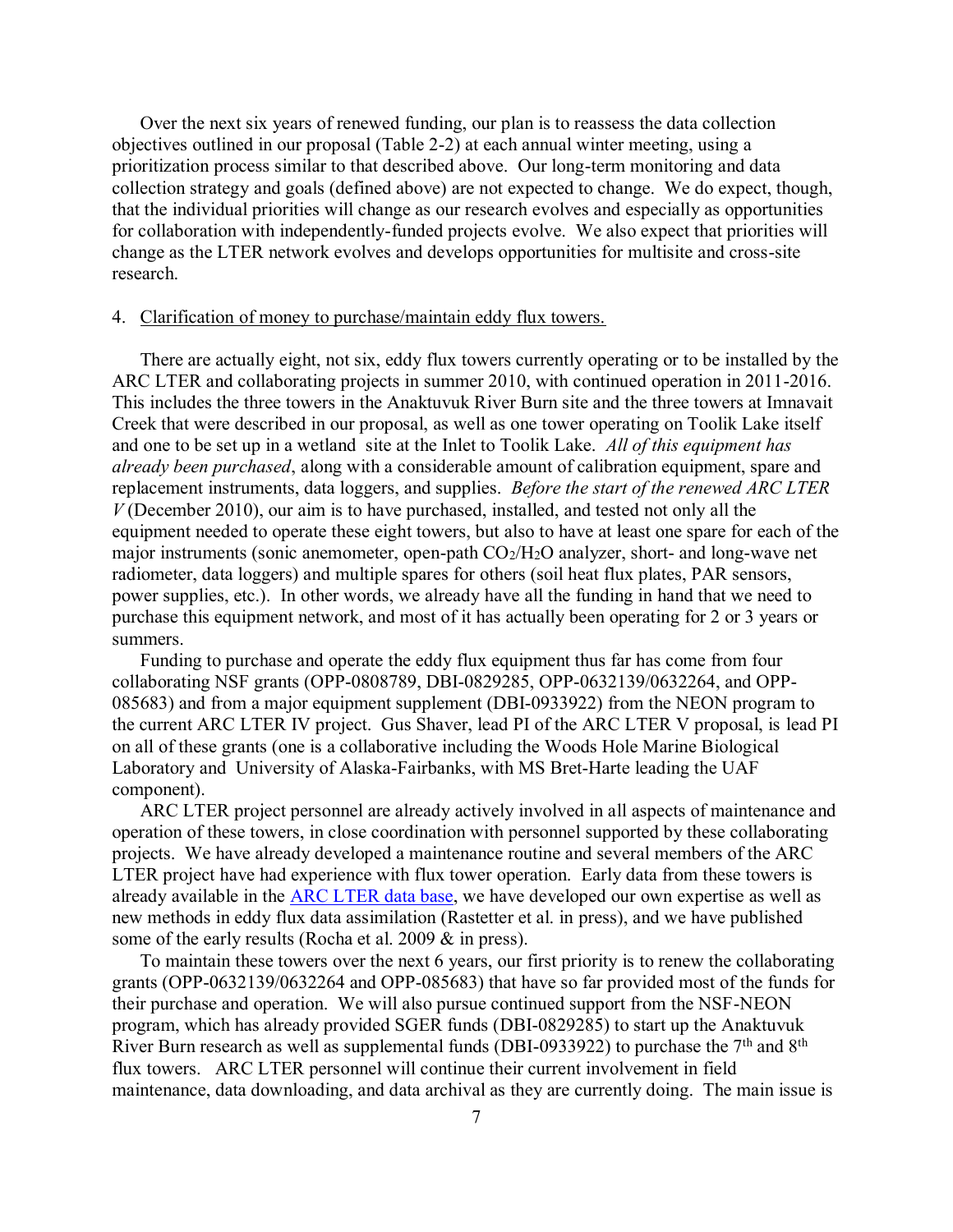Over the next six years of renewed funding, our plan is to reassess the data collection objectives outlined in our proposal (Table 2-2) at each annual winter meeting, using a prioritization process similar to that described above. Our long-term monitoring and data collection strategy and goals (defined above) are not expected to change. We do expect, though, that the individual priorities will change as our research evolves and especially as opportunities for collaboration with independently-funded projects evolve. We also expect that priorities will change as the LTER network evolves and develops opportunities for multisite and cross-site research.

4. Clarification of money to purchase/maintain eddy flux towers.

There are actually eight, not six, eddy flux towers currently operating or to be installed by the ARC LTER and collaborating projects in summer 2010, with continued operation in 2011-2016. This includes the three towers in the Anaktuvuk River Burn site and the three towers at Imnavait Creek that were described in our proposal, as well as one tower operating on Toolik Lake itself and one to be set up in a wetland site at the Inlet to Toolik Lake. *All of this equipment has already been purchased*, along with a considerable amount of calibration equipment, spare and replacement instruments, data loggers, and supplies. *Before the start of the renewed ARC LTER V* (December 2010), our aim is to have purchased, installed, and tested not only all the equipment needed to operate these eight towers, but also to have at least one spare for each of the major instruments (sonic anemometer, open-path $CO_2$/$H_2O$ analyzer, short- and long-wave net radiometer, data loggers) and multiple spares for others (soil heat flux plates, PAR sensors, power supplies, etc.). In other words, we already have all the funding in hand that we need to purchase this equipment network, and most of it has actually been operating for 2 or 3 years or summers.

Funding to purchase and operate the eddy flux equipment thus far has come from four collaborating NSF grants (OPP-0808789, DBI-0829285, OPP-0632139/0632264, and OPP-085683) and from a major equipment supplement (DBI-0933922) from the NEON program to the current ARC LTER IV project. Gus Shaver, lead PI of the ARC LTER V proposal, is lead PI on all of these grants (one is a collaborative including the Woods Hole Marine Biological Laboratory and University of Alaska-Fairbanks, with MS Bret-Harte leading the UAF component).

ARC LTER project personnel are already actively involved in all aspects of maintenance and operation of these towers, in close coordination with personnel supported by these collaborating projects. We have already developed a maintenance routine and several members of the ARC LTER project have had experience with flux tower operation. Early data from these towers is already available in the ARC LTER data base, we have developed our own expertise as well as new methods in eddy flux data assimilation (Rastetter et al. in press), and we have published some of the early results (Rocha et al. 2009 & in press).

To maintain these towers over the next 6 years, our first priority is to renew the collaborating grants (OPP-0632139/0632264 and OPP-085683) that have so far provided most of the funds for their purchase and operation. We will also pursue continued support from the NSF-NEON program, which has already provided SGER funds (DBI-0829285) to start up the Anaktuvuk River Burn research as well as supplemental funds (DBI-0933922) to purchase the 7th and 8th flux towers. ARC LTER personnel will continue their current involvement in field maintenance, data downloading, and data archival as they are currently doing. The main issue is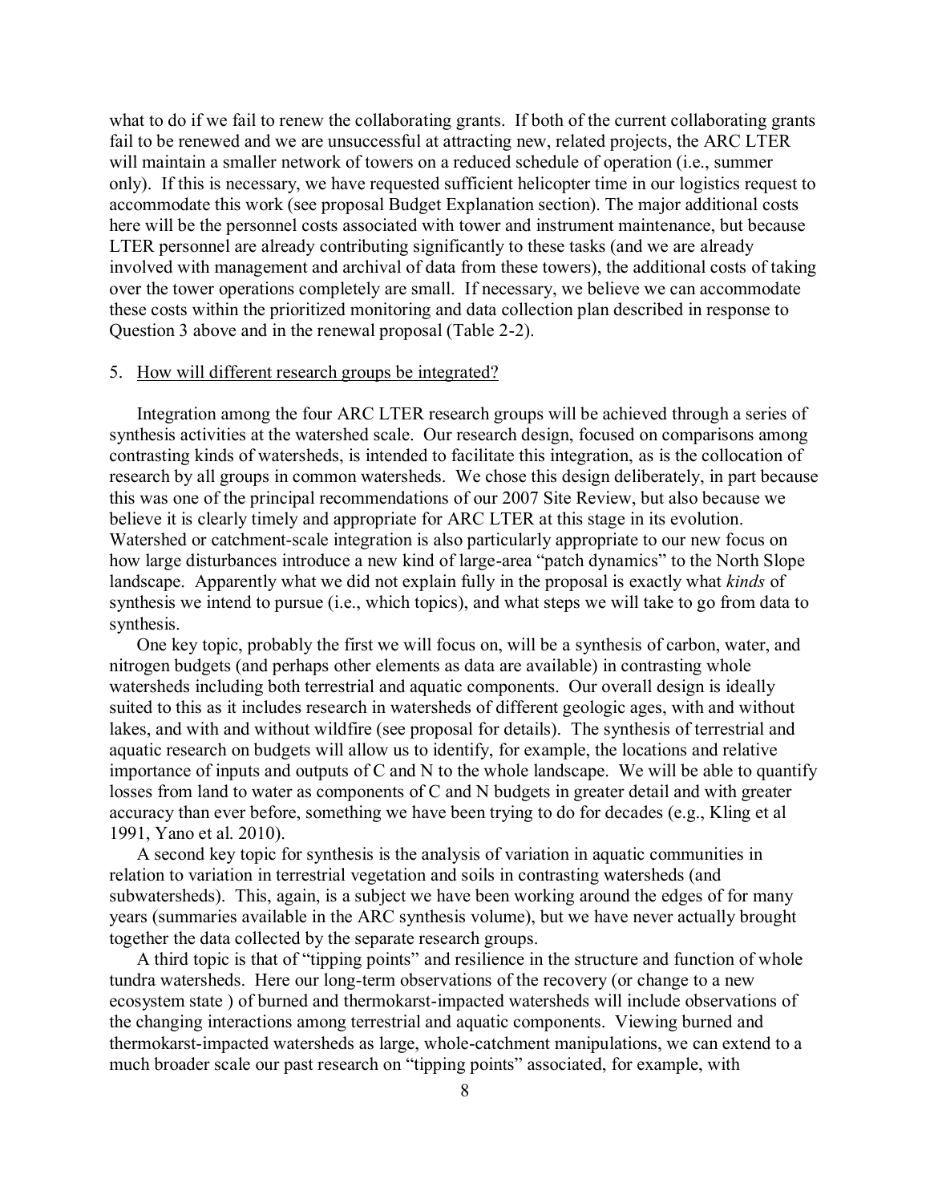what to do if we fail to renew the collaborating grants. If both of the current collaborating grants fail to be renewed and we are unsuccessful at attracting new, related projects, the ARC LTER will maintain a smaller network of towers on a reduced schedule of operation (i.e., summer only). If this is necessary, we have requested sufficient helicopter time in our logistics request to accommodate this work (see proposal Budget Explanation section). The major additional costs here will be the personnel costs associated with tower and instrument maintenance, but because LTER personnel are already contributing significantly to these tasks (and we are already involved with management and archival of data from these towers), the additional costs of taking over the tower operations completely are small. If necessary, we believe we can accommodate these costs within the prioritized monitoring and data collection plan described in response to Question 3 above and in the renewal proposal (Table 2-2).

5. <u>How will different research groups be integrated?</u>

Integration among the four ARC LTER research groups will be achieved through a series of synthesis activities at the watershed scale. Our research design, focused on comparisons among contrasting kinds of watersheds, is intended to facilitate this integration, as is the collocation of research by all groups in common watersheds. We chose this design deliberately, in part because this was one of the principal recommendations of our 2007 Site Review, but also because we believe it is clearly timely and appropriate for ARC LTER at this stage in its evolution. Watershed or catchment-scale integration is also particularly appropriate to our new focus on how large disturbances introduce a new kind of large-area "patch dynamics" to the North Slope landscape. Apparently what we did not explain fully in the proposal is exactly what *kinds* of synthesis we intend to pursue (i.e., which topics), and what steps we will take to go from data to synthesis.

One key topic, probably the first we will focus on, will be a synthesis of carbon, water, and nitrogen budgets (and perhaps other elements as data are available) in contrasting whole watersheds including both terrestrial and aquatic components. Our overall design is ideally suited to this as it includes research in watersheds of different geologic ages, with and without lakes, and with and without wildfire (see proposal for details). The synthesis of terrestrial and aquatic research on budgets will allow us to identify, for example, the locations and relative importance of inputs and outputs of C and N to the whole landscape. We will be able to quantify losses from land to water as components of C and N budgets in greater detail and with greater accuracy than ever before, something we have been trying to do for decades (e.g., Kling et al 1991, Yano et al. 2010).

A second key topic for synthesis is the analysis of variation in aquatic communities in relation to variation in terrestrial vegetation and soils in contrasting watersheds (and subwatersheds). This, again, is a subject we have been working around the edges of for many years (summaries available in the ARC synthesis volume), but we have never actually brought together the data collected by the separate research groups.

A third topic is that of "tipping points" and resilience in the structure and function of whole tundra watersheds. Here our long-term observations of the recovery (or change to a new ecosystem state ) of burned and thermokarst-impacted watersheds will include observations of the changing interactions among terrestrial and aquatic components. Viewing burned and thermokarst-impacted watersheds as large, whole-catchment manipulations, we can extend to a much broader scale our past research on "tipping points" associated, for example, with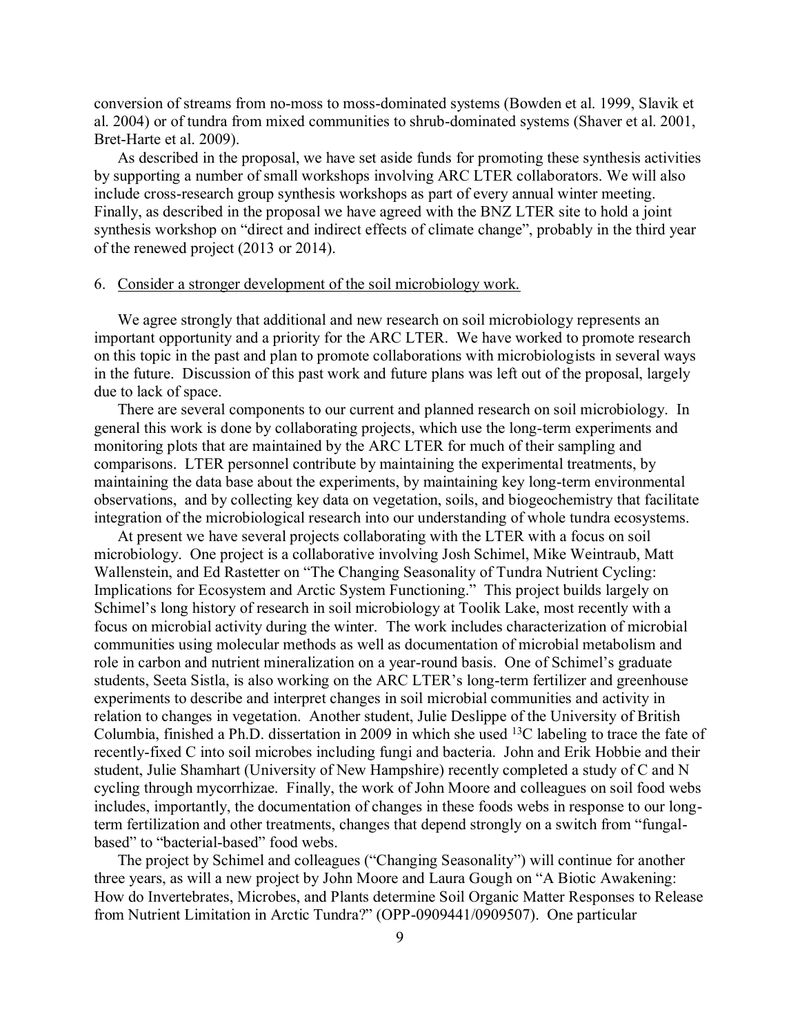conversion of streams from no-moss to moss-dominated systems (Bowden et al. 1999, Slavik et al. 2004) or of tundra from mixed communities to shrub-dominated systems (Shaver et al. 2001, Bret-Harte et al. 2009).

As described in the proposal, we have set aside funds for promoting these synthesis activities by supporting a number of small workshops involving ARC LTER collaborators. We will also include cross-research group synthesis workshops as part of every annual winter meeting. Finally, as described in the proposal we have agreed with the BNZ LTER site to hold a joint synthesis workshop on "direct and indirect effects of climate change", probably in the third year of the renewed project (2013 or 2014).

6. Consider a stronger development of the soil microbiology work.

We agree strongly that additional and new research on soil microbiology represents an important opportunity and a priority for the ARC LTER. We have worked to promote research on this topic in the past and plan to promote collaborations with microbiologists in several ways in the future. Discussion of this past work and future plans was left out of the proposal, largely due to lack of space.

There are several components to our current and planned research on soil microbiology. In general this work is done by collaborating projects, which use the long-term experiments and monitoring plots that are maintained by the ARC LTER for much of their sampling and comparisons. LTER personnel contribute by maintaining the experimental treatments, by maintaining the data base about the experiments, by maintaining key long-term environmental observations, and by collecting key data on vegetation, soils, and biogeochemistry that facilitate integration of the microbiological research into our understanding of whole tundra ecosystems.

At present we have several projects collaborating with the LTER with a focus on soil microbiology. One project is a collaborative involving Josh Schimel, Mike Weintraub, Matt Wallenstein, and Ed Rastetter on "The Changing Seasonality of Tundra Nutrient Cycling: Implications for Ecosystem and Arctic System Functioning." This project builds largely on Schimel's long history of research in soil microbiology at Toolik Lake, most recently with a focus on microbial activity during the winter. The work includes characterization of microbial communities using molecular methods as well as documentation of microbial metabolism and role in carbon and nutrient mineralization on a year-round basis. One of Schimel's graduate students, Seeta Sistla, is also working on the ARC LTER's long-term fertilizer and greenhouse experiments to describe and interpret changes in soil microbial communities and activity in relation to changes in vegetation. Another student, Julie Deslippe of the University of British Columbia, finished a Ph.D. dissertation in 2009 in which she used $^{13}C$ labeling to trace the fate of recently-fixed C into soil microbes including fungi and bacteria. John and Erik Hobbie and their student, Julie Shamhart (University of New Hampshire) recently completed a study of C and N cycling through mycorrhizae. Finally, the work of John Moore and colleagues on soil food webs includes, importantly, the documentation of changes in these foods webs in response to our long-term fertilization and other treatments, changes that depend strongly on a switch from "fungal-based" to "bacterial-based" food webs.

The project by Schimel and colleagues ("Changing Seasonality") will continue for another three years, as will a new project by John Moore and Laura Gough on "A Biotic Awakening: How do Invertebrates, Microbes, and Plants determine Soil Organic Matter Responses to Release from Nutrient Limitation in Arctic Tundra?" (OPP-0909441/0909507). One particular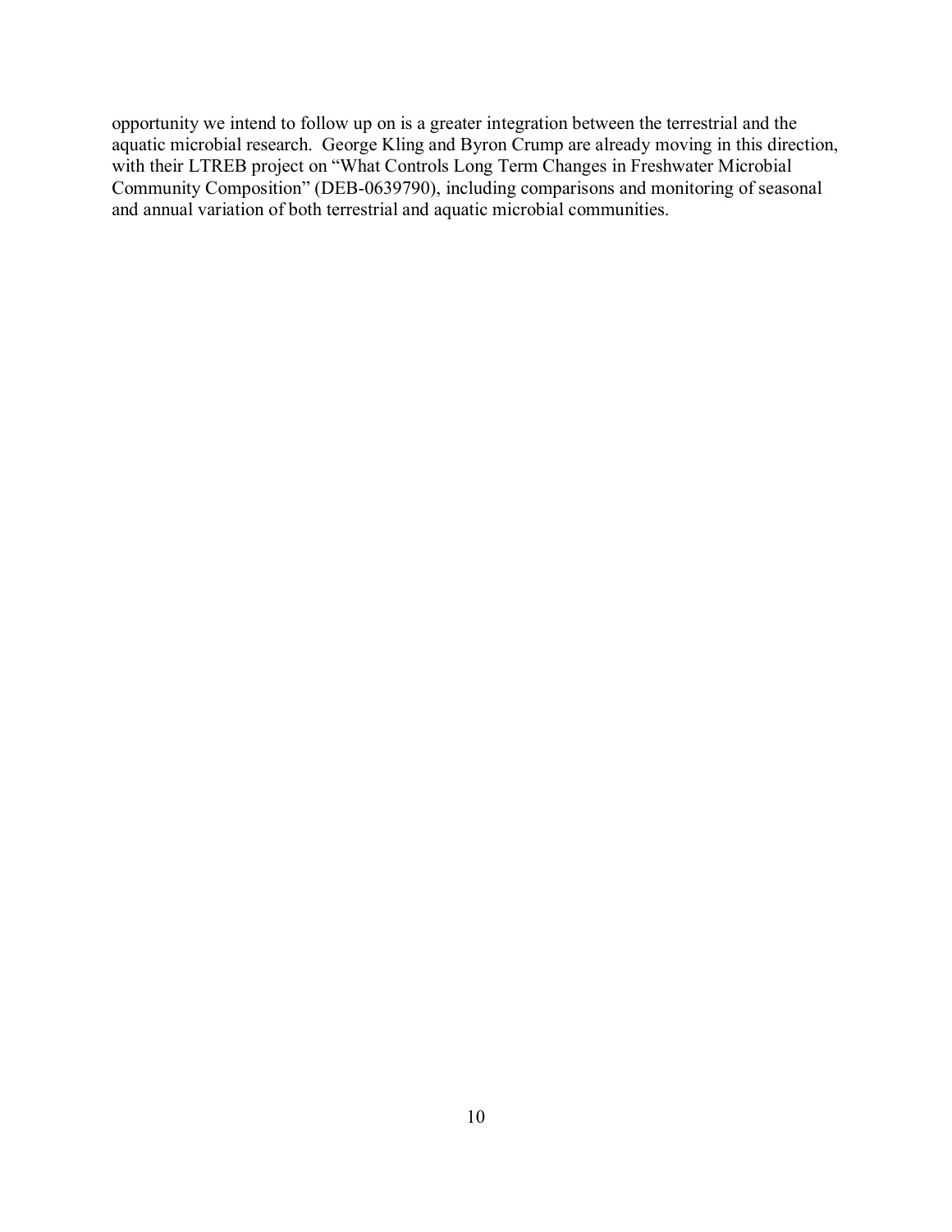opportunity we intend to follow up on is a greater integration between the terrestrial and the aquatic microbial research. George Kling and Byron Crump are already moving in this direction, with their LTREB project on "What Controls Long Term Changes in Freshwater Microbial Community Composition" (DEB-0639790), including comparisons and monitoring of seasonal and annual variation of both terrestrial and aquatic microbial communities.